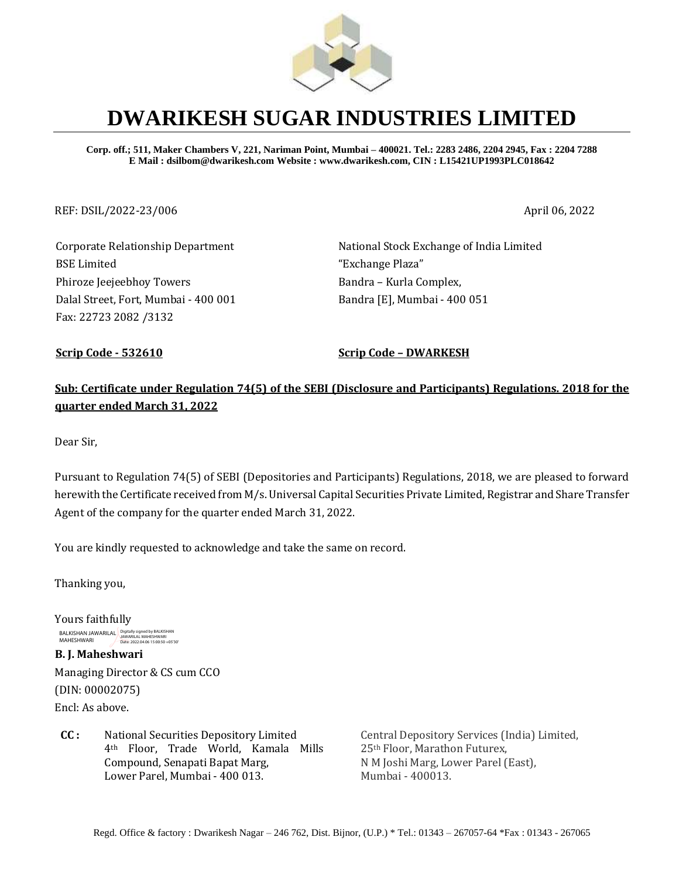# DWARIKESH SUGAR INDUSTRIES LIMITED

**Corp. off.; 511, Maker Chambers V, 221, Nariman Point, Mumbai – 400021. Tel.: 2283 2486, 2204 2945, Fax : 2204 7288**
**E Mail : dsilbom@dwarikesh.com Website : www.dwarikesh.com, CIN : L15421UP1993PLC018642**

REF: DSIL/2022-23/006

April 06, 2022

Corporate Relationship Department
BSE Limited
Phiroze Jeejeebhoy Towers
Dalal Street, Fort, Mumbai - 400 001
Fax: 22723 2082 /3132

**Scrip Code - 532610**

National Stock Exchange of India Limited
"Exchange Plaza"
Bandra – Kurla Complex,
Bandra [E], Mumbai - 400 051

**Scrip Code – DWARKESH**

**Sub: Certificate under Regulation 74(5) of the SEBI (Disclosure and Participants) Regulations. 2018 for the quarter ended March 31, 2022**

Dear Sir,

Pursuant to Regulation 74(5) of SEBI (Depositories and Participants) Regulations, 2018, we are pleased to forward herewith the Certificate received from M/s. Universal Capital Securities Private Limited, Registrar and Share Transfer Agent of the company for the quarter ended March 31, 2022.

You are kindly requested to acknowledge and take the same on record.

Thanking you,

Yours faithfully

BALKISHAN JAWARILAL MAHESHWARI
Digitally signed by BALKISHAN JAWARILAL MAHESHWARI
Date: 2022.04.06 15:00:50 +05'30'

**B. J. Maheshwari**
Managing Director & CS cum CCO
(DIN: 00002075)
Encl: As above.

**CC :**

National Securities Depository Limited
4th Floor, Trade World, Kamala Mills Compound, Senapati Bapat Marg,
Lower Parel, Mumbai - 400 013.

Central Depository Services (India) Limited,
25th Floor, Marathon Futurex,
N M Joshi Marg, Lower Parel (East),
Mumbai - 400013.

Regd. Office & factory : Dwarikesh Nagar – 246 762, Dist. Bijnor, (U.P.) * Tel.: 01343 – 267057-64 *Fax : 01343 - 267065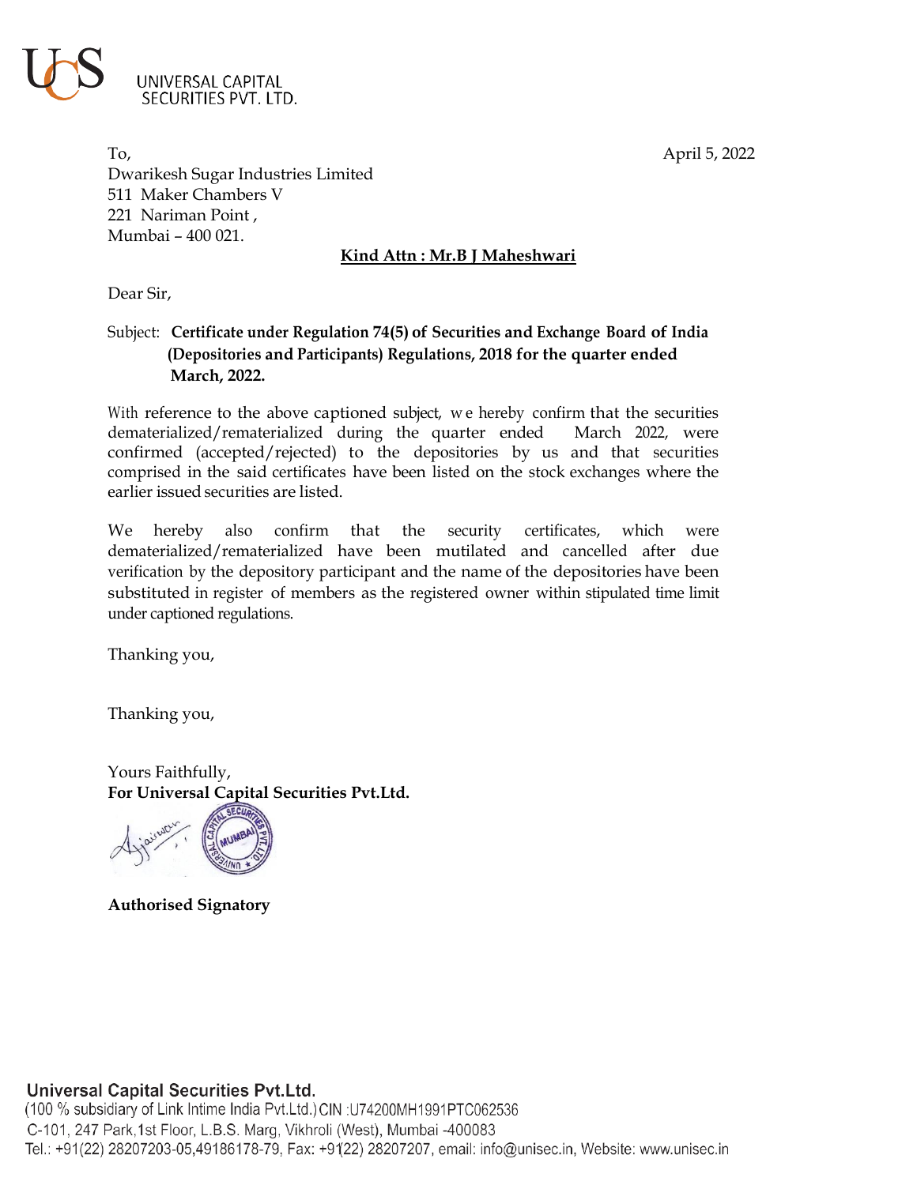UNIVERSAL CAPITAL SECURITIES PVT. LTD.

To,
Dwarikesh Sugar Industries Limited
511 Maker Chambers V
221 Nariman Point ,
Mumbai – 400 021.

April 5, 2022

**Kind Attn : Mr.B J Maheshwari**

Dear Sir,

Subject: **Certificate under Regulation 74(5) of Securities and Exchange Board of India (Depositories and Participants) Regulations, 2018 for the quarter ended March, 2022.**

With reference to the above captioned subject, we hereby confirm that the securities dematerialized/rematerialized during the quarter ended March 2022, were confirmed (accepted/rejected) to the depositories by us and that securities comprised in the said certificates have been listed on the stock exchanges where the earlier issued securities are listed.

We hereby also confirm that the security certificates, which were dematerialized/rematerialized have been mutilated and cancelled after due verification by the depository participant and the name of the depositories have been substituted in register of members as the registered owner within stipulated time limit under captioned regulations.

Thanking you,

Thanking you,

Yours Faithfully,
**For Universal Capital Securities Pvt.Ltd.**

**Authorised Signatory**

**Universal Capital Securities Pvt.Ltd.**
(100 % subsidiary of Link Intime India Pvt.Ltd.) CIN :U74200MH1991PTC062536
C-101, 247 Park,1st Floor, L.B.S. Marg, Vikhroli (West), Mumbai -400083
Tel.: +91(22) 28207203-05,49186178-79, Fax: +91(22) 28207207, email: info@unisec.in, Website: www.unisec.in